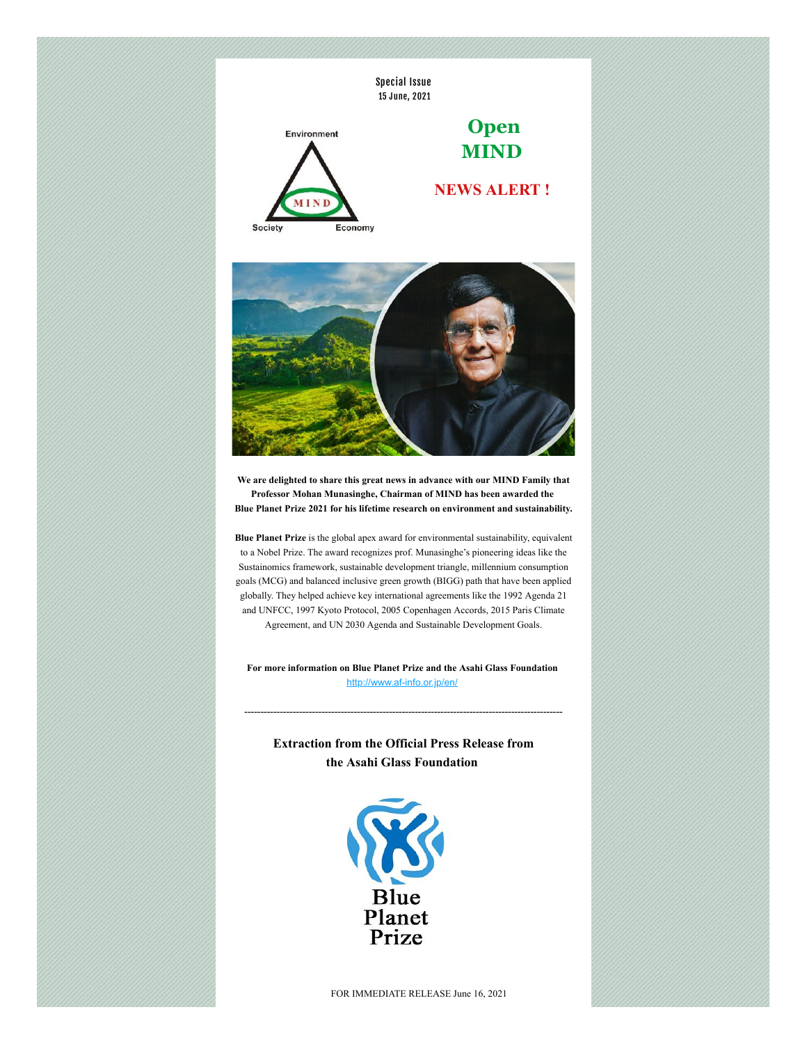Special Issue
15 June, 2021

Environment

MIND

Society Economy

# Open MIND

## NEWS ALERT !

**We are delighted to share this great news in advance with our MIND Family that Professor Mohan Munasinghe, Chairman of MIND has been awarded the Blue Planet Prize 2021 for his lifetime research on environment and sustainability.**

**Blue Planet Prize** is the global apex award for environmental sustainability, equivalent to a Nobel Prize. The award recognizes prof. Munasinghe's pioneering ideas like the Sustainomics framework, sustainable development triangle, millennium consumption goals (MCG) and balanced inclusive green growth (BIGG) path that have been applied globally. They helped achieve key international agreements like the 1992 Agenda 21 and UNFCC, 1997 Kyoto Protocol, 2005 Copenhagen Accords, 2015 Paris Climate Agreement, and UN 2030 Agenda and Sustainable Development Goals.

**For more information on Blue Planet Prize and the Asahi Glass Foundation**
http://www.af-info.or.jp/en/

---

### Extraction from the Official Press Release from the Asahi Glass Foundation

Blue Planet Prize

FOR IMMEDIATE RELEASE June 16, 2021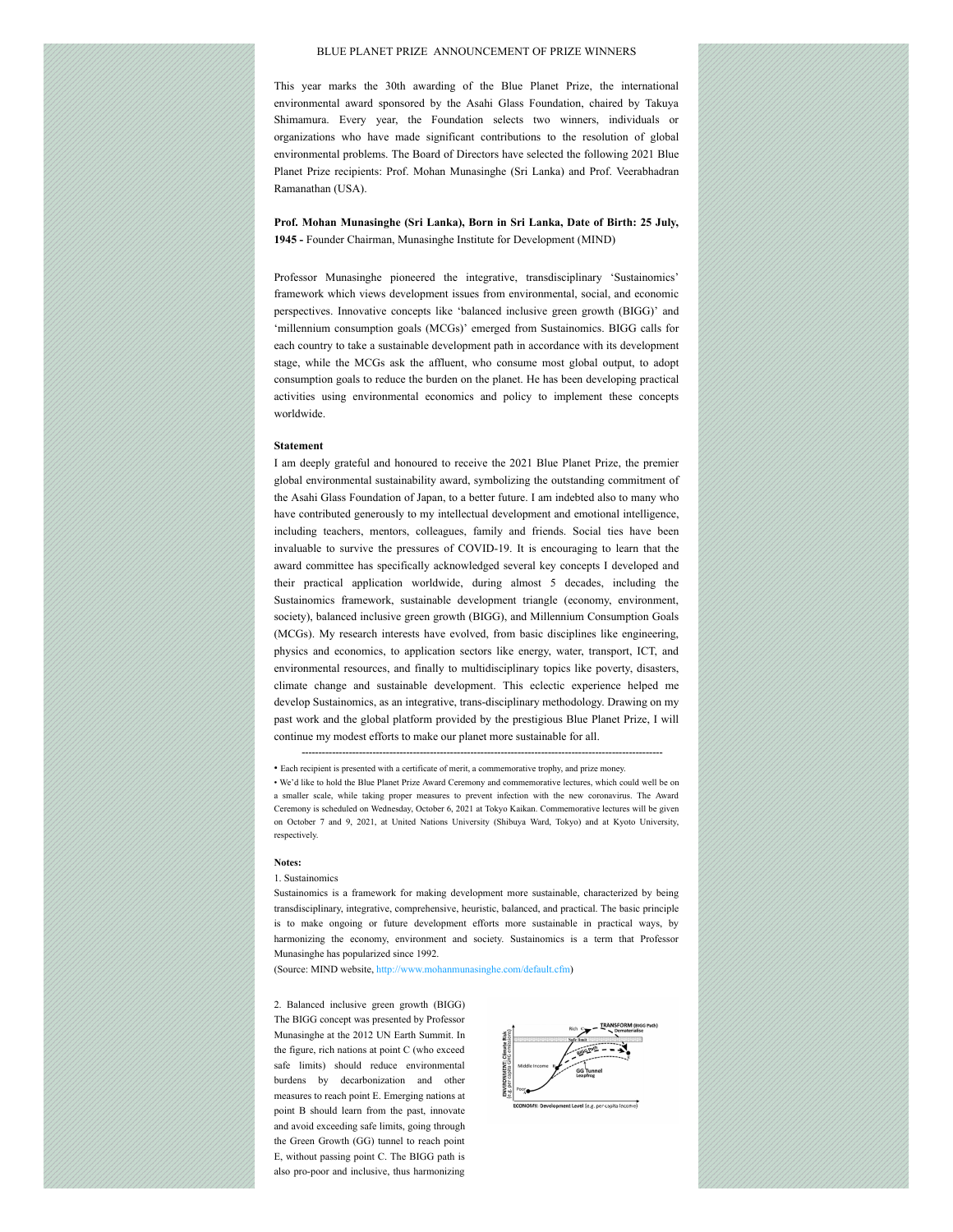BLUE PLANET PRIZE ANNOUNCEMENT OF PRIZE WINNERS

This year marks the 30th awarding of the Blue Planet Prize, the international environmental award sponsored by the Asahi Glass Foundation, chaired by Takuya Shimamura. Every year, the Foundation selects two winners, individuals or organizations who have made significant contributions to the resolution of global environmental problems. The Board of Directors have selected the following 2021 Blue Planet Prize recipients: Prof. Mohan Munasinghe (Sri Lanka) and Prof. Veerabhadran Ramanathan (USA).

**Prof. Mohan Munasinghe (Sri Lanka), Born in Sri Lanka, Date of Birth: 25 July, 1945 -** Founder Chairman, Munasinghe Institute for Development (MIND)

Professor Munasinghe pioneered the integrative, transdisciplinary 'Sustainomics' framework which views development issues from environmental, social, and economic perspectives. Innovative concepts like 'balanced inclusive green growth (BIGG)' and 'millennium consumption goals (MCGs)' emerged from Sustainomics. BIGG calls for each country to take a sustainable development path in accordance with its development stage, while the MCGs ask the affluent, who consume most global output, to adopt consumption goals to reduce the burden on the planet. He has been developing practical activities using environmental economics and policy to implement these concepts worldwide.

**Statement**

I am deeply grateful and honoured to receive the 2021 Blue Planet Prize, the premier global environmental sustainability award, symbolizing the outstanding commitment of the Asahi Glass Foundation of Japan, to a better future. I am indebted also to many who have contributed generously to my intellectual development and emotional intelligence, including teachers, mentors, colleagues, family and friends. Social ties have been invaluable to survive the pressures of COVID-19. It is encouraging to learn that the award committee has specifically acknowledged several key concepts I developed and their practical application worldwide, during almost 5 decades, including the Sustainomics framework, sustainable development triangle (economy, environment, society), balanced inclusive green growth (BIGG), and Millennium Consumption Goals (MCGs). My research interests have evolved, from basic disciplines like engineering, physics and economics, to application sectors like energy, water, transport, ICT, and environmental resources, and finally to multidisciplinary topics like poverty, disasters, climate change and sustainable development. This eclectic experience helped me develop Sustainomics, as an integrative, trans-disciplinary methodology. Drawing on my past work and the global platform provided by the prestigious Blue Planet Prize, I will continue my modest efforts to make our planet more sustainable for all.

---

- Each recipient is presented with a certificate of merit, a commemorative trophy, and prize money.
- We'd like to hold the Blue Planet Prize Award Ceremony and commemorative lectures, which could well be on a smaller scale, while taking proper measures to prevent infection with the new coronavirus. The Award Ceremony is scheduled on Wednesday, October 6, 2021 at Tokyo Kaikan. Commemorative lectures will be given on October 7 and 9, 2021, at United Nations University (Shibuya Ward, Tokyo) and at Kyoto University, respectively.

**Notes:**

1. Sustainomics

Sustainomics is a framework for making development more sustainable, characterized by being transdisciplinary, integrative, comprehensive, heuristic, balanced, and practical. The basic principle is to make ongoing or future development efforts more sustainable in practical ways, by harmonizing the economy, environment and society. Sustainomics is a term that Professor Munasinghe has popularized since 1992.

(Source: MIND website, http://www.mohanmunasinghe.com/default.cfm)

2. Balanced inclusive green growth (BIGG)

The BIGG concept was presented by Professor Munasinghe at the 2012 UN Earth Summit. In the figure, rich nations at point C (who exceed safe limits) should reduce environmental burdens by decarbonization and other measures to reach point E. Emerging nations at point B should learn from the past, innovate and avoid exceeding safe limits, going through the Green Growth (GG) tunnel to reach point E, without passing point C. The BIGG path is also pro-poor and inclusive, thus harmonizing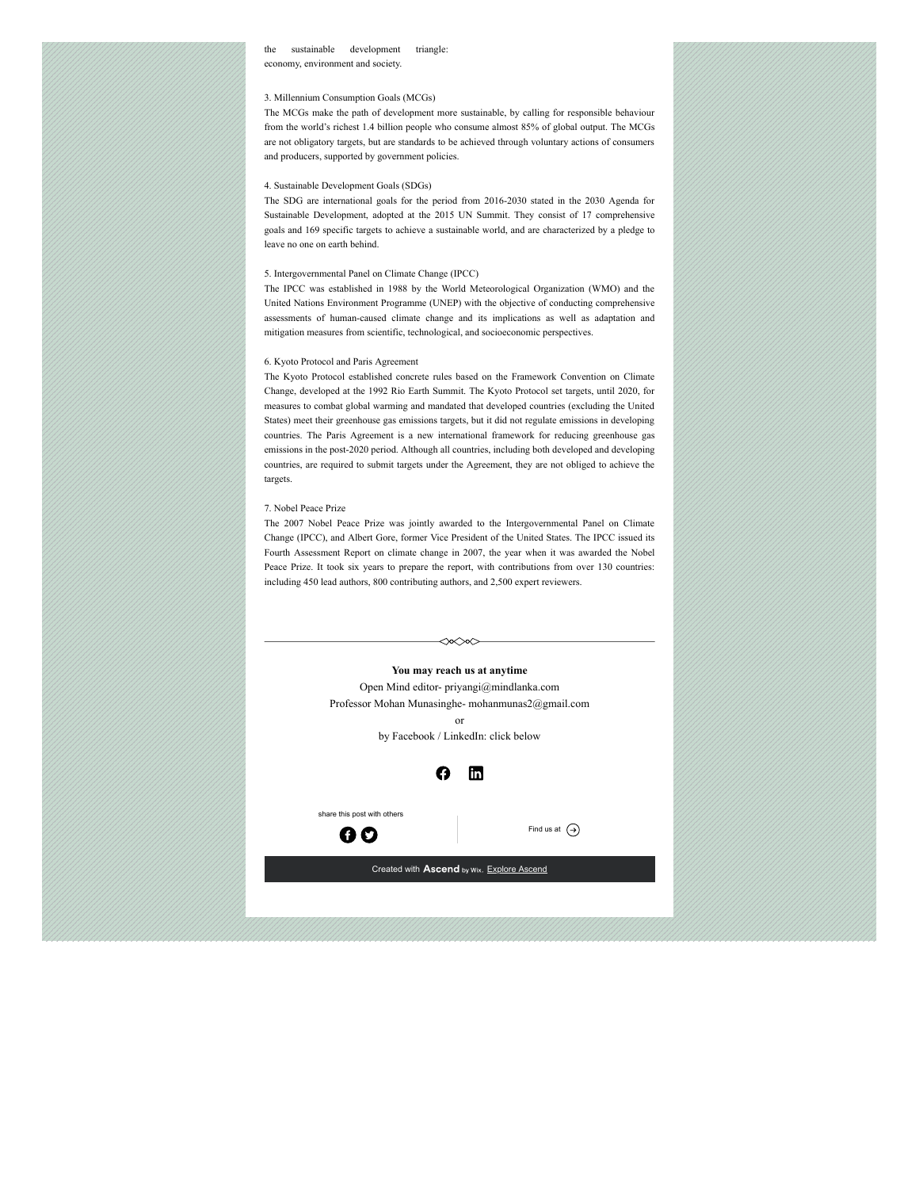the sustainable development triangle: economy, environment and society.

3. Millennium Consumption Goals (MCGs)

The MCGs make the path of development more sustainable, by calling for responsible behaviour from the world's richest 1.4 billion people who consume almost 85% of global output. The MCGs are not obligatory targets, but are standards to be achieved through voluntary actions of consumers and producers, supported by government policies.

4. Sustainable Development Goals (SDGs)

The SDG are international goals for the period from 2016-2030 stated in the 2030 Agenda for Sustainable Development, adopted at the 2015 UN Summit. They consist of 17 comprehensive goals and 169 specific targets to achieve a sustainable world, and are characterized by a pledge to leave no one on earth behind.

5. Intergovernmental Panel on Climate Change (IPCC)

The IPCC was established in 1988 by the World Meteorological Organization (WMO) and the United Nations Environment Programme (UNEP) with the objective of conducting comprehensive assessments of human-caused climate change and its implications as well as adaptation and mitigation measures from scientific, technological, and socioeconomic perspectives.

6. Kyoto Protocol and Paris Agreement

The Kyoto Protocol established concrete rules based on the Framework Convention on Climate Change, developed at the 1992 Rio Earth Summit. The Kyoto Protocol set targets, until 2020, for measures to combat global warming and mandated that developed countries (excluding the United States) meet their greenhouse gas emissions targets, but it did not regulate emissions in developing countries. The Paris Agreement is a new international framework for reducing greenhouse gas emissions in the post-2020 period. Although all countries, including both developed and developing countries, are required to submit targets under the Agreement, they are not obliged to achieve the targets.

7. Nobel Peace Prize

The 2007 Nobel Peace Prize was jointly awarded to the Intergovernmental Panel on Climate Change (IPCC), and Albert Gore, former Vice President of the United States. The IPCC issued its Fourth Assessment Report on climate change in 2007, the year when it was awarded the Nobel Peace Prize. It took six years to prepare the report, with contributions from over 130 countries: including 450 lead authors, 800 contributing authors, and 2,500 expert reviewers.

---

**You may reach us at anytime**

Open Mind editor- priyangi@mindlanka.com

Professor Mohan Munasinghe- mohanmunas2@gmail.com

or

by Facebook / LinkedIn: click below

share this post with others

Find us at

Created with Ascend by Wix. Explore Ascend